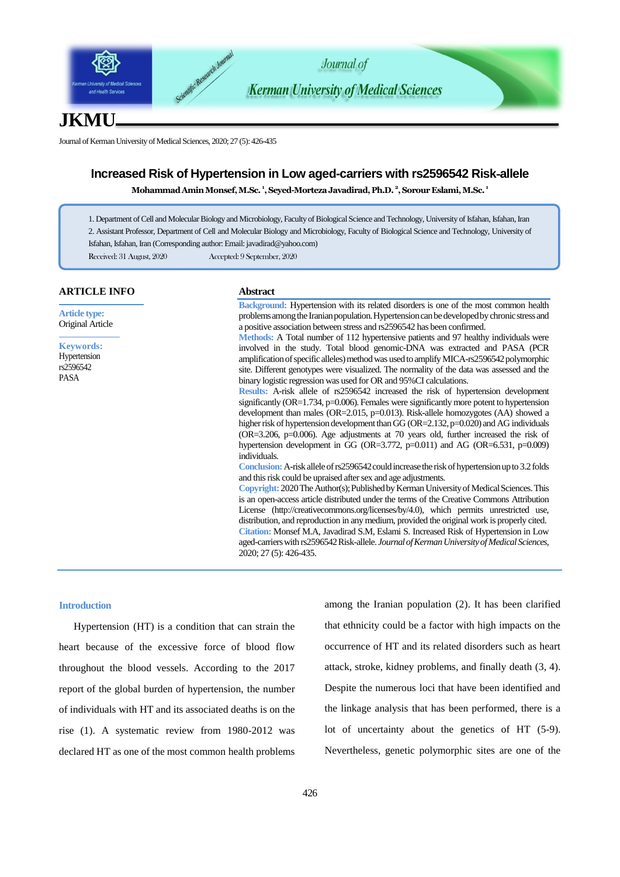# Increased Risk of Hypertension in Low aged-carriers with rs2596542 Risk-allele

**Mohammad Amin Monsef, M.Sc. [1], Seyed-Morteza Javadirad, Ph.D. [2], Sorour Eslami, M.Sc. [1]**

1. Department of Cell and Molecular Biology and Microbiology, Faculty of Biological Science and Technology, University of Isfahan, Isfahan, Iran
2. Assistant Professor, Department of Cell and Molecular Biology and Microbiology, Faculty of Biological Science and Technology, University of Isfahan, Isfahan, Iran (Corresponding author: Email: javadirad@yahoo.com)

Received: 31 August, 2020 Accepted: 9 September, 2020

## ARTICLE INFO

**Article type:**
Original Article

**Keywords:**
Hypertension
rs2596542
PASA

## Abstract

**Background:** Hypertension with its related disorders is one of the most common health problems among the Iranian population. Hypertension can be developed by chronic stress and a positive association between stress and rs2596542 has been confirmed.

**Methods:** A Total number of 112 hypertensive patients and 97 healthy individuals were involved in the study. Total blood genomic-DNA was extracted and PASA (PCR amplification of specific alleles) method was used to amplify MICA-rs2596542 polymorphic site. Different genotypes were visualized. The normality of the data was assessed and the binary logistic regression was used for OR and 95%CI calculations.

**Results:** A-risk allele of rs2596542 increased the risk of hypertension development significantly (OR=1.734, p=0.006). Females were significantly more potent to hypertension development than males (OR=2.015, p=0.013). Risk-allele homozygotes (AA) showed a higher risk of hypertension development than GG (OR=2.132, p=0.020) and AG individuals (OR=3.206, p=0.006). Age adjustments at 70 years old, further increased the risk of hypertension development in GG (OR=3.772, p=0.011) and AG (OR=6.531, p=0.009) individuals.

**Conclusion:** A-risk allele of rs2596542 could increase the risk of hypertension up to 3.2 folds and this risk could be upraised after sex and age adjustments.

**Copyright:** 2020 The Author(s); Published by Kerman University of Medical Sciences. This is an open-access article distributed under the terms of the Creative Commons Attribution License (http://creativecommons.org/licenses/by/4.0), which permits unrestricted use, distribution, and reproduction in any medium, provided the original work is properly cited.

**Citation:** Monsef M.A, Javadirad S.M, Eslami S. Increased Risk of Hypertension in Low aged-carriers with rs2596542 Risk-allele. *Journal of Kerman University of Medical Sciences,* 2020; 27 (5): 426-435.

## Introduction

Hypertension (HT) is a condition that can strain the heart because of the excessive force of blood flow throughout the blood vessels. According to the 2017 report of the global burden of hypertension, the number of individuals with HT and its associated deaths is on the rise (1). A systematic review from 1980-2012 was declared HT as one of the most common health problems among the Iranian population (2). It has been clarified that ethnicity could be a factor with high impacts on the occurrence of HT and its related disorders such as heart attack, stroke, kidney problems, and finally death (3, 4). Despite the numerous loci that have been identified and the linkage analysis that has been performed, there is a lot of uncertainty about the genetics of HT (5-9). Nevertheless, genetic polymorphic sites are one of the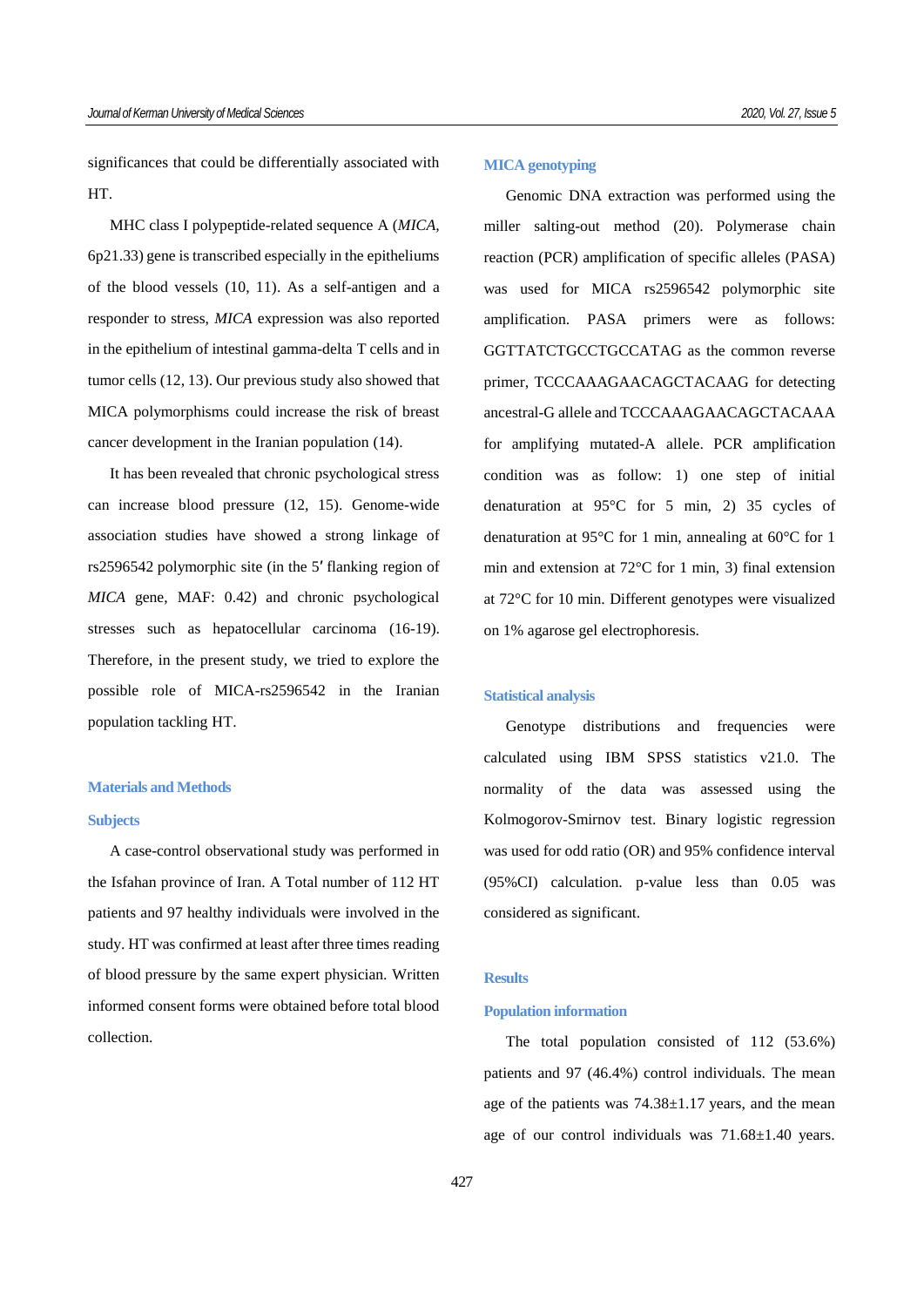significances that could be differentially associated with HT.

MHC class I polypeptide-related sequence A (*MICA*, 6p21.33) gene is transcribed especially in the epitheliums of the blood vessels (10, 11). As a self-antigen and a responder to stress, *MICA* expression was also reported in the epithelium of intestinal gamma-delta T cells and in tumor cells (12, 13). Our previous study also showed that MICA polymorphisms could increase the risk of breast cancer development in the Iranian population (14).

It has been revealed that chronic psychological stress can increase blood pressure (12, 15). Genome-wide association studies have showed a strong linkage of rs2596542 polymorphic site (in the 5′ flanking region of *MICA* gene, MAF: 0.42) and chronic psychological stresses such as hepatocellular carcinoma (16-19). Therefore, in the present study, we tried to explore the possible role of MICA-rs2596542 in the Iranian population tackling HT.

## Materials and Methods

### Subjects

A case-control observational study was performed in the Isfahan province of Iran. A Total number of 112 HT patients and 97 healthy individuals were involved in the study. HT was confirmed at least after three times reading of blood pressure by the same expert physician. Written informed consent forms were obtained before total blood collection.

### MICA genotyping

Genomic DNA extraction was performed using the miller salting-out method (20). Polymerase chain reaction (PCR) amplification of specific alleles (PASA) was used for MICA rs2596542 polymorphic site amplification. PASA primers were as follows: GGTTATCTGCCTGCCATAG as the common reverse primer, TCCCAAAGAACAGCTACAAG for detecting ancestral-G allele and TCCCAAAGAACAGCTACAAA for amplifying mutated-A allele. PCR amplification condition was as follow: 1) one step of initial denaturation at 95°C for 5 min, 2) 35 cycles of denaturation at 95°C for 1 min, annealing at 60°C for 1 min and extension at 72°C for 1 min, 3) final extension at 72°C for 10 min. Different genotypes were visualized on 1% agarose gel electrophoresis.

### Statistical analysis

Genotype distributions and frequencies were calculated using IBM SPSS statistics v21.0. The normality of the data was assessed using the Kolmogorov-Smirnov test. Binary logistic regression was used for odd ratio (OR) and 95% confidence interval (95%CI) calculation. p-value less than 0.05 was considered as significant.

## Results

### Population information

The total population consisted of 112 (53.6%) patients and 97 (46.4%) control individuals. The mean age of the patients was 74.38±1.17 years, and the mean age of our control individuals was 71.68±1.40 years.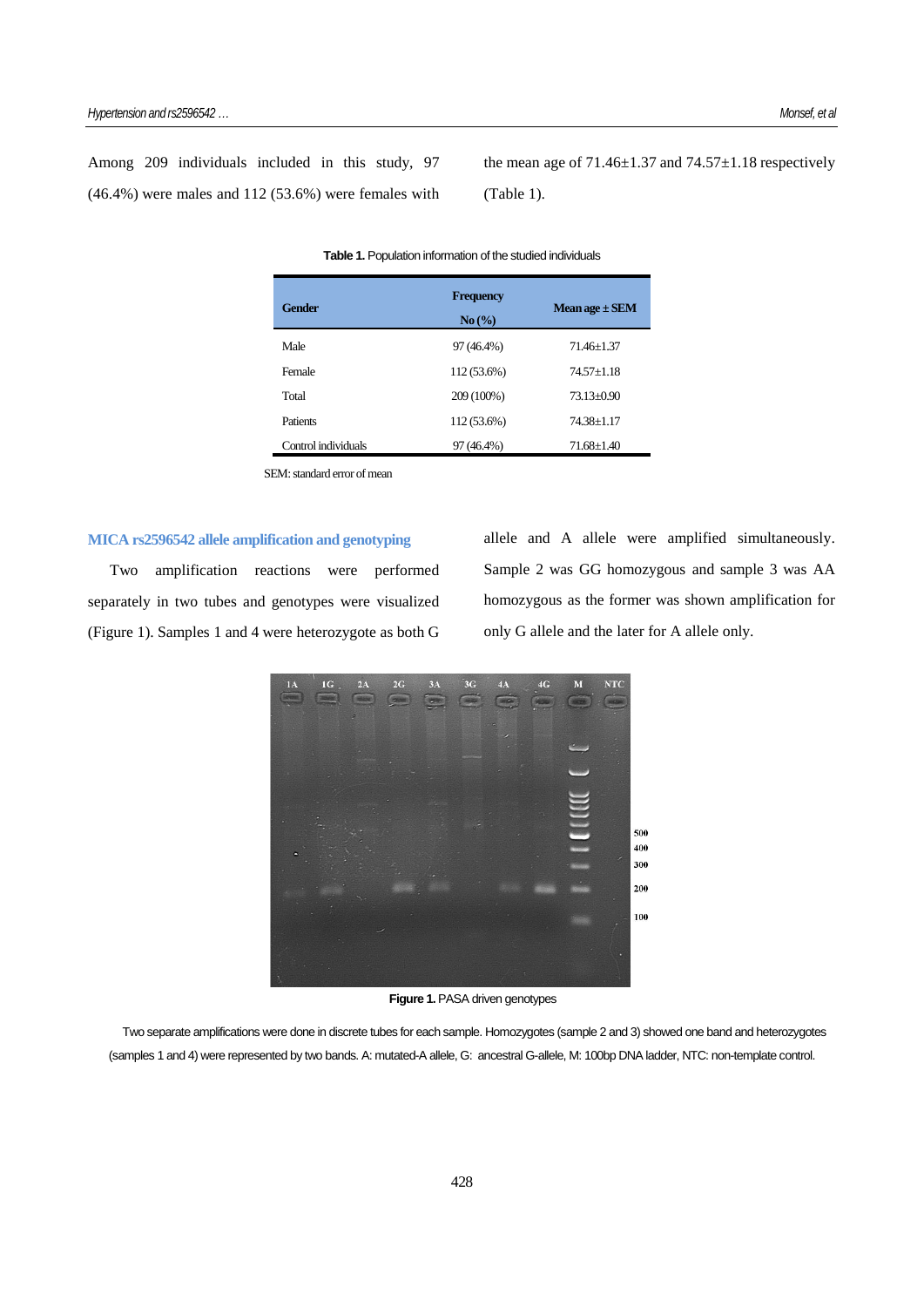Among 209 individuals included in this study, 97 (46.4%) were males and 112 (53.6%) were females with the mean age of 71.46±1.37 and 74.57±1.18 respectively (Table 1).

**Table 1.** Population information of the studied individuals

| Gender | Frequency No (%) | Mean age ± SEM |
|---|---|---|
| Male | 97 (46.4%) | 71.46±1.37 |
| Female | 112 (53.6%) | 74.57±1.18 |
| Total | 209 (100%) | 73.13±0.90 |
| Patients | 112 (53.6%) | 74.38±1.17 |
| Control individuals | 97 (46.4%) | 71.68±1.40 |

SEM: standard error of mean

### MICA rs2596542 allele amplification and genotyping

Two amplification reactions were performed separately in two tubes and genotypes were visualized (Figure 1). Samples 1 and 4 were heterozygote as both G allele and A allele were amplified simultaneously. Sample 2 was GG homozygous and sample 3 was AA homozygous as the former was shown amplification for only G allele and the later for A allele only.

**Figure 1.** PASA driven genotypes

Two separate amplifications were done in discrete tubes for each sample. Homozygotes (sample 2 and 3) showed one band and heterozygotes (samples 1 and 4) were represented by two bands. A: mutated-A allele, G: ancestral G-allele, M: 100bp DNA ladder, NTC: non-template control.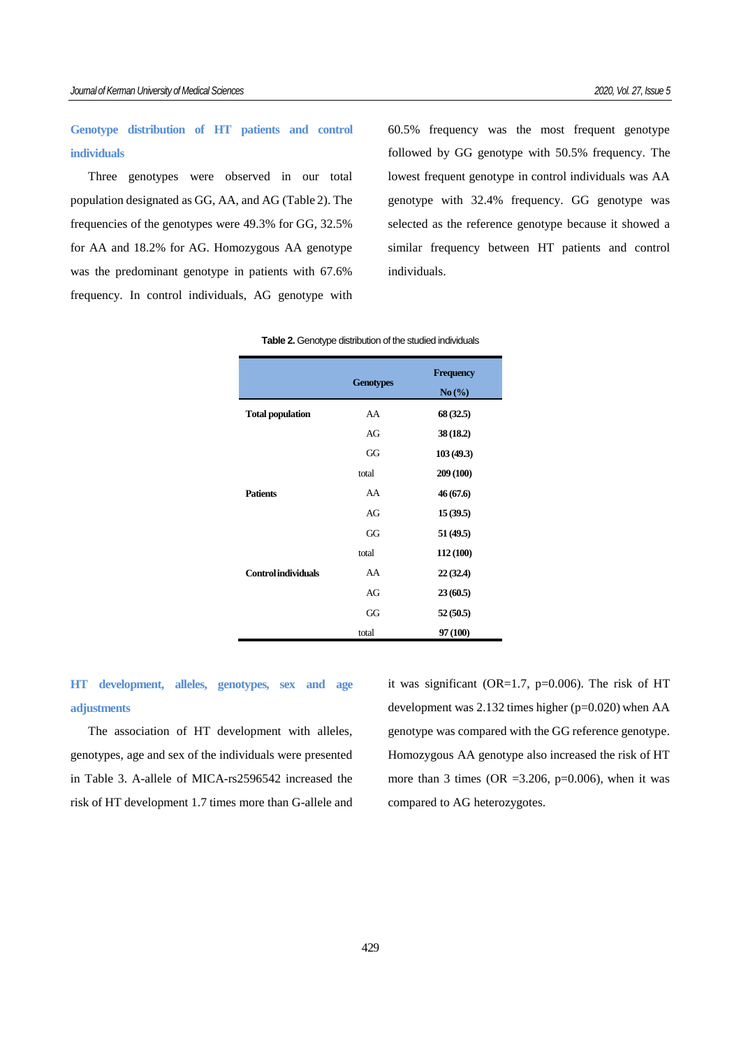### Genotype distribution of HT patients and control individuals

Three genotypes were observed in our total population designated as GG, AA, and AG (Table 2). The frequencies of the genotypes were 49.3% for GG, 32.5% for AA and 18.2% for AG. Homozygous AA genotype was the predominant genotype in patients with 67.6% frequency. In control individuals, AG genotype with 60.5% frequency was the most frequent genotype followed by GG genotype with 50.5% frequency. The lowest frequent genotype in control individuals was AA genotype with 32.4% frequency. GG genotype was selected as the reference genotype because it showed a similar frequency between HT patients and control individuals.

**Table 2.** Genotype distribution of the studied individuals

| | Genotypes | Frequency No (%) |
|---|---|---|
| **Total population** | AA | **68 (32.5)** |
| | AG | **38 (18.2)** |
| | GG | **103 (49.3)** |
| | total | **209 (100)** |
| **Patients** | AA | **46 (67.6)** |
| | AG | **15 (39.5)** |
| | GG | **51 (49.5)** |
| | total | **112 (100)** |
| **Control individuals** | AA | **22 (32.4)** |
| | AG | **23 (60.5)** |
| | GG | **52 (50.5)** |
| | total | **97 (100)** |

### HT development, alleles, genotypes, sex and age adjustments

The association of HT development with alleles, genotypes, age and sex of the individuals were presented in Table 3. A-allele of MICA-rs2596542 increased the risk of HT development 1.7 times more than G-allele and it was significant (OR=1.7, p=0.006). The risk of HT development was 2.132 times higher (p=0.020) when AA genotype was compared with the GG reference genotype. Homozygous AA genotype also increased the risk of HT more than 3 times (OR =3.206, p=0.006), when it was compared to AG heterozygotes.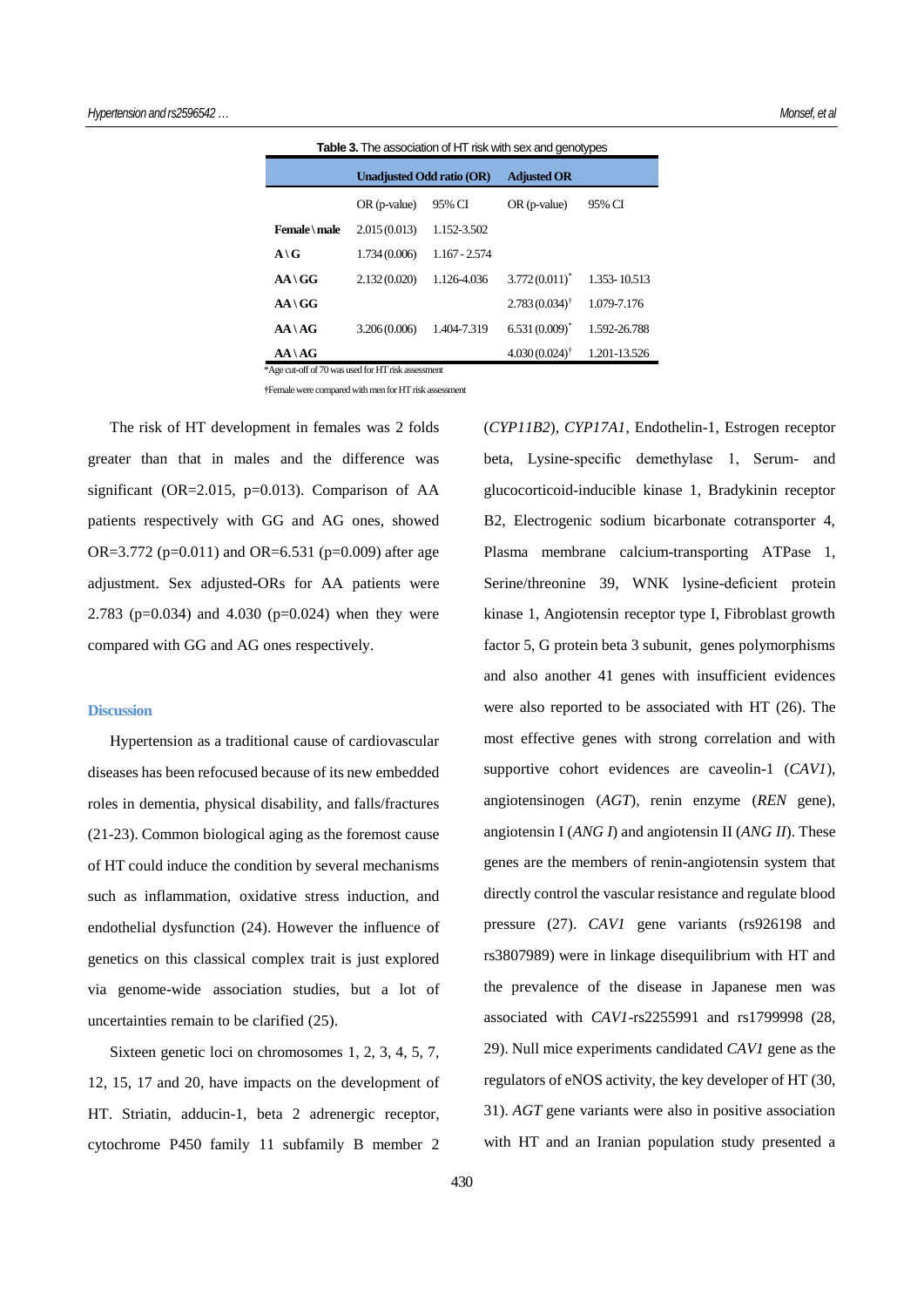**Table 3.** The association of HT risk with sex and genotypes

| | Unadjusted Odd ratio (OR) | | Adjusted OR | |
|---|---|---|---|---|
| | OR (p-value) | 95% CI | OR (p-value) | 95% CI |
| **Female \ male** | 2.015 (0.013) | 1.152-3.502 | | |
| **A \ G** | 1.734 (0.006) | 1.167 - 2.574 | | |
| **AA \ GG** | 2.132 (0.020) | 1.126-4.036 | 3.772 (0.011)* | 1.353- 10.513 |
| **AA \ GG** | | | 2.783 (0.034)† | 1.079-7.176 |
| **AA \ AG** | 3.206 (0.006) | 1.404-7.319 | 6.531 (0.009)* | 1.592-26.788 |
| **AA \ AG** | | | 4.030 (0.024)† | 1.201-13.526 |

*Age cut-off of 70 was used for HT risk assessment

†Female were compared with men for HT risk assessment

The risk of HT development in females was 2 folds greater than that in males and the difference was significant (OR=2.015, p=0.013). Comparison of AA patients respectively with GG and AG ones, showed OR=3.772 (p=0.011) and OR=6.531 (p=0.009) after age adjustment. Sex adjusted-ORs for AA patients were 2.783 (p=0.034) and 4.030 (p=0.024) when they were compared with GG and AG ones respectively.

## Discussion

Hypertension as a traditional cause of cardiovascular diseases has been refocused because of its new embedded roles in dementia, physical disability, and falls/fractures (21-23). Common biological aging as the foremost cause of HT could induce the condition by several mechanisms such as inflammation, oxidative stress induction, and endothelial dysfunction (24). However the influence of genetics on this classical complex trait is just explored via genome-wide association studies, but a lot of uncertainties remain to be clarified (25).

Sixteen genetic loci on chromosomes 1, 2, 3, 4, 5, 7, 12, 15, 17 and 20, have impacts on the development of HT. Striatin, adducin-1, beta 2 adrenergic receptor, cytochrome P450 family 11 subfamily B member 2 (*CYP11B2*), *CYP17A1*, Endothelin-1, Estrogen receptor beta, Lysine-specific demethylase 1, Serum- and glucocorticoid-inducible kinase 1, Bradykinin receptor B2, Electrogenic sodium bicarbonate cotransporter 4, Plasma membrane calcium-transporting ATPase 1, Serine/threonine 39, WNK lysine-deficient protein kinase 1, Angiotensin receptor type I, Fibroblast growth factor 5, G protein beta 3 subunit, genes polymorphisms and also another 41 genes with insufficient evidences were also reported to be associated with HT (26). The most effective genes with strong correlation and with supportive cohort evidences are caveolin-1 (*CAV1*), angiotensinogen (*AGT*), renin enzyme (*REN* gene), angiotensin I (*ANG I*) and angiotensin II (*ANG II*). These genes are the members of renin-angiotensin system that directly control the vascular resistance and regulate blood pressure (27). *CAV1* gene variants (rs926198 and rs3807989) were in linkage disequilibrium with HT and the prevalence of the disease in Japanese men was associated with *CAV1*-rs2255991 and rs1799998 (28, 29). Null mice experiments candidated *CAV1* gene as the regulators of eNOS activity, the key developer of HT (30, 31). *AGT* gene variants were also in positive association with HT and an Iranian population study presented a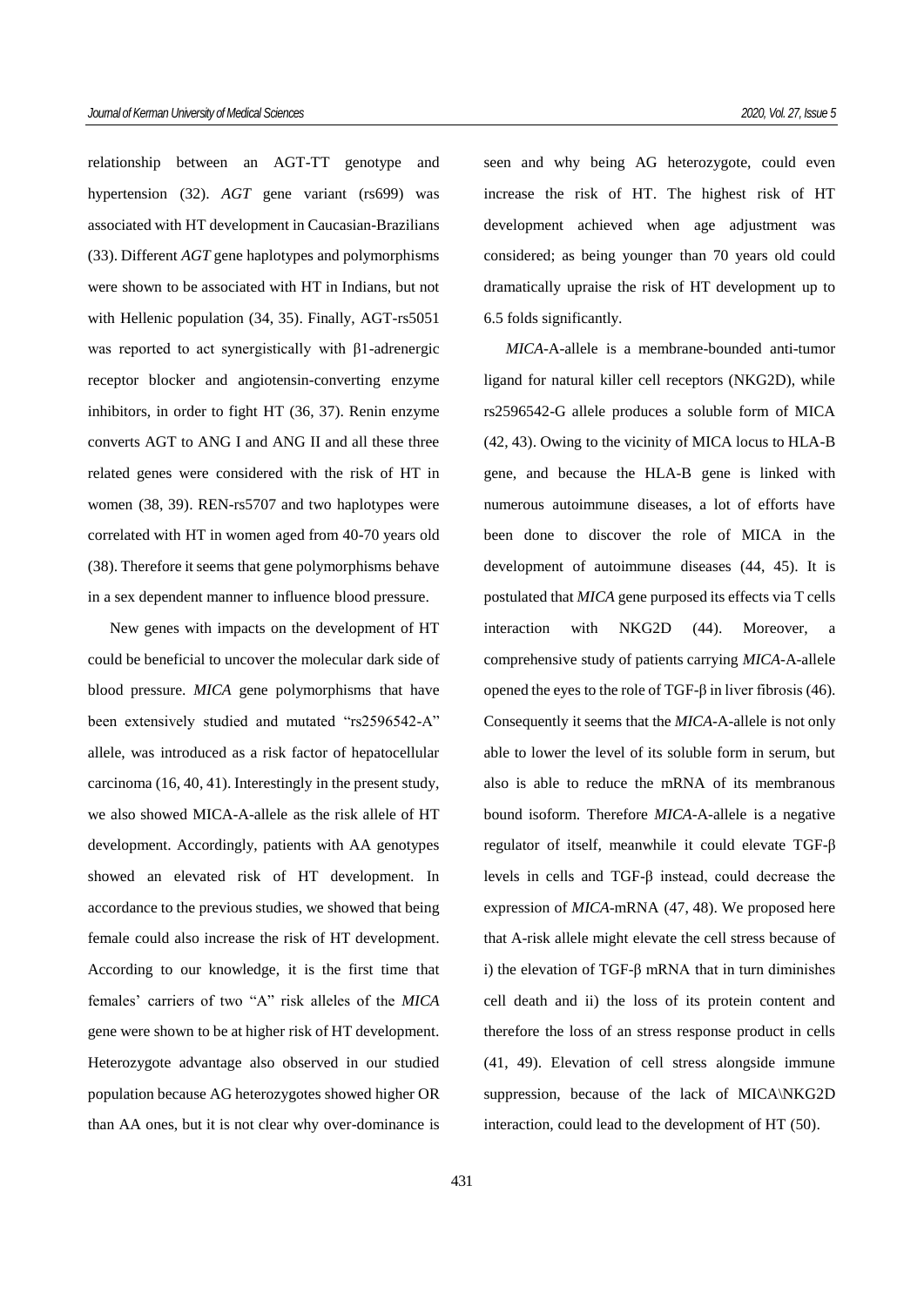relationship between an AGT-TT genotype and hypertension (32). *AGT* gene variant (rs699) was associated with HT development in Caucasian-Brazilians (33). Different *AGT* gene haplotypes and polymorphisms were shown to be associated with HT in Indians, but not with Hellenic population (34, 35). Finally, AGT-rs5051 was reported to act synergistically with β1-adrenergic receptor blocker and angiotensin-converting enzyme inhibitors, in order to fight HT (36, 37). Renin enzyme converts AGT to ANG I and ANG II and all these three related genes were considered with the risk of HT in women (38, 39). REN-rs5707 and two haplotypes were correlated with HT in women aged from 40-70 years old (38). Therefore it seems that gene polymorphisms behave in a sex dependent manner to influence blood pressure.

New genes with impacts on the development of HT could be beneficial to uncover the molecular dark side of blood pressure. *MICA* gene polymorphisms that have been extensively studied and mutated "rs2596542-A" allele, was introduced as a risk factor of hepatocellular carcinoma (16, 40, 41). Interestingly in the present study, we also showed MICA-A-allele as the risk allele of HT development. Accordingly, patients with AA genotypes showed an elevated risk of HT development. In accordance to the previous studies, we showed that being female could also increase the risk of HT development. According to our knowledge, it is the first time that females' carriers of two "A" risk alleles of the *MICA* gene were shown to be at higher risk of HT development. Heterozygote advantage also observed in our studied population because AG heterozygotes showed higher OR than AA ones, but it is not clear why over-dominance is seen and why being AG heterozygote, could even increase the risk of HT. The highest risk of HT development achieved when age adjustment was considered; as being younger than 70 years old could dramatically upraise the risk of HT development up to 6.5 folds significantly.

*MICA*-A-allele is a membrane-bounded anti-tumor ligand for natural killer cell receptors (NKG2D), while rs2596542-G allele produces a soluble form of MICA (42, 43). Owing to the vicinity of MICA locus to HLA-B gene, and because the HLA-B gene is linked with numerous autoimmune diseases, a lot of efforts have been done to discover the role of MICA in the development of autoimmune diseases (44, 45). It is postulated that *MICA* gene purposed its effects via T cells interaction with NKG2D (44). Moreover, a comprehensive study of patients carrying *MICA*-A-allele opened the eyes to the role of TGF-β in liver fibrosis (46). Consequently it seems that the *MICA*-A-allele is not only able to lower the level of its soluble form in serum, but also is able to reduce the mRNA of its membranous bound isoform. Therefore *MICA*-A-allele is a negative regulator of itself, meanwhile it could elevate TGF-β levels in cells and TGF-β instead, could decrease the expression of *MICA*-mRNA (47, 48). We proposed here that A-risk allele might elevate the cell stress because of i) the elevation of TGF-β mRNA that in turn diminishes cell death and ii) the loss of its protein content and therefore the loss of an stress response product in cells (41, 49). Elevation of cell stress alongside immune suppression, because of the lack of MICA\NKG2D interaction, could lead to the development of HT (50).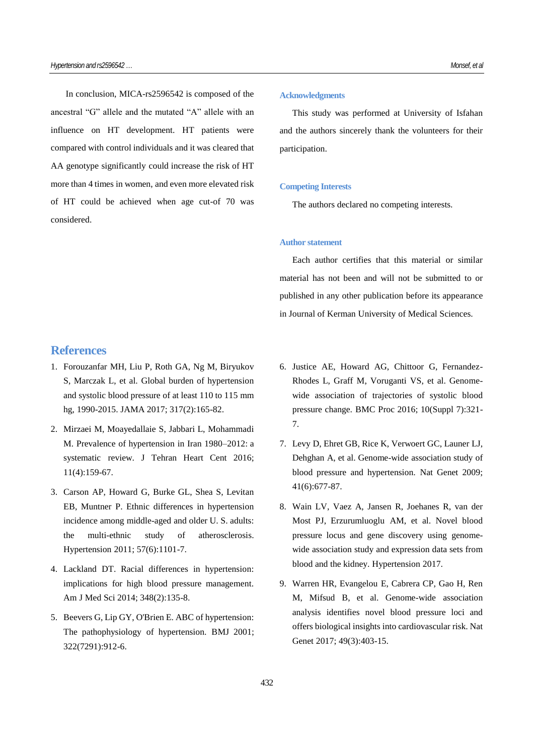In conclusion, MICA-rs2596542 is composed of the ancestral "G" allele and the mutated "A" allele with an influence on HT development. HT patients were compared with control individuals and it was cleared that AA genotype significantly could increase the risk of HT more than 4 times in women, and even more elevated risk of HT could be achieved when age cut-of 70 was considered.

### Acknowledgments

This study was performed at University of Isfahan and the authors sincerely thank the volunteers for their participation.

### Competing Interests

The authors declared no competing interests.

### Author statement

Each author certifies that this material or similar material has not been and will not be submitted to or published in any other publication before its appearance in Journal of Kerman University of Medical Sciences.

## References

1. Forouzanfar MH, Liu P, Roth GA, Ng M, Biryukov S, Marczak L, et al. Global burden of hypertension and systolic blood pressure of at least 110 to 115 mm hg, 1990-2015. JAMA 2017; 317(2):165-82.
2. Mirzaei M, Moayedallaie S, Jabbari L, Mohammadi M. Prevalence of hypertension in Iran 1980–2012: a systematic review. J Tehran Heart Cent 2016; 11(4):159-67.
3. Carson AP, Howard G, Burke GL, Shea S, Levitan EB, Muntner P. Ethnic differences in hypertension incidence among middle-aged and older U. S. adults: the multi-ethnic study of atherosclerosis. Hypertension 2011; 57(6):1101-7.
4. Lackland DT. Racial differences in hypertension: implications for high blood pressure management. Am J Med Sci 2014; 348(2):135-8.
5. Beevers G, Lip GY, O'Brien E. ABC of hypertension: The pathophysiology of hypertension. BMJ 2001; 322(7291):912-6.
6. Justice AE, Howard AG, Chittoor G, Fernandez-Rhodes L, Graff M, Voruganti VS, et al. Genome-wide association of trajectories of systolic blood pressure change. BMC Proc 2016; 10(Suppl 7):321-7.
7. Levy D, Ehret GB, Rice K, Verwoert GC, Launer LJ, Dehghan A, et al. Genome-wide association study of blood pressure and hypertension. Nat Genet 2009; 41(6):677-87.
8. Wain LV, Vaez A, Jansen R, Joehanes R, van der Most PJ, Erzurumluoglu AM, et al. Novel blood pressure locus and gene discovery using genome-wide association study and expression data sets from blood and the kidney. Hypertension 2017.
9. Warren HR, Evangelou E, Cabrera CP, Gao H, Ren M, Mifsud B, et al. Genome-wide association analysis identifies novel blood pressure loci and offers biological insights into cardiovascular risk. Nat Genet 2017; 49(3):403-15.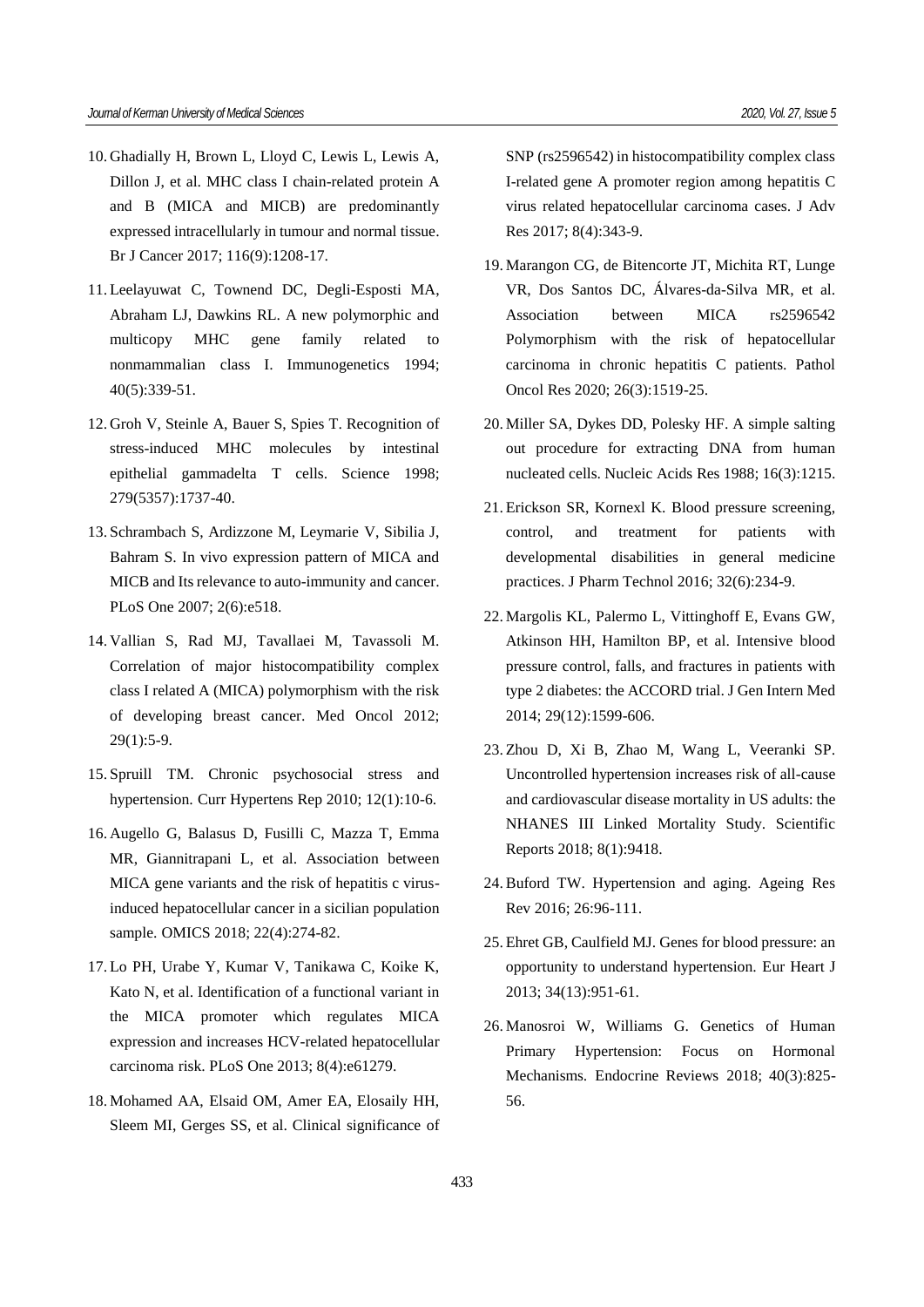10. Ghadially H, Brown L, Lloyd C, Lewis L, Lewis A, Dillon J, et al. MHC class I chain-related protein A and B (MICA and MICB) are predominantly expressed intracellularly in tumour and normal tissue. Br J Cancer 2017; 116(9):1208-17.

11. Leelayuwat C, Townend DC, Degli-Esposti MA, Abraham LJ, Dawkins RL. A new polymorphic and multicopy MHC gene family related to nonmammalian class I. Immunogenetics 1994; 40(5):339-51.

12. Groh V, Steinle A, Bauer S, Spies T. Recognition of stress-induced MHC molecules by intestinal epithelial gammadelta T cells. Science 1998; 279(5357):1737-40.

13. Schrambach S, Ardizzone M, Leymarie V, Sibilia J, Bahram S. In vivo expression pattern of MICA and MICB and Its relevance to auto-immunity and cancer. PLoS One 2007; 2(6):e518.

14. Vallian S, Rad MJ, Tavallaei M, Tavassoli M. Correlation of major histocompatibility complex class I related A (MICA) polymorphism with the risk of developing breast cancer. Med Oncol 2012; 29(1):5-9.

15. Spruill TM. Chronic psychosocial stress and hypertension. Curr Hypertens Rep 2010; 12(1):10-6.

16. Augello G, Balasus D, Fusilli C, Mazza T, Emma MR, Giannitrapani L, et al. Association between MICA gene variants and the risk of hepatitis c virus-induced hepatocellular cancer in a sicilian population sample. OMICS 2018; 22(4):274-82.

17. Lo PH, Urabe Y, Kumar V, Tanikawa C, Koike K, Kato N, et al. Identification of a functional variant in the MICA promoter which regulates MICA expression and increases HCV-related hepatocellular carcinoma risk. PLoS One 2013; 8(4):e61279.

18. Mohamed AA, Elsaid OM, Amer EA, Elosaily HH, Sleem MI, Gerges SS, et al. Clinical significance of SNP (rs2596542) in histocompatibility complex class I-related gene A promoter region among hepatitis C virus related hepatocellular carcinoma cases. J Adv Res 2017; 8(4):343-9.

19. Marangon CG, de Bitencorte JT, Michita RT, Lunge VR, Dos Santos DC, Álvares-da-Silva MR, et al. Association between MICA rs2596542 Polymorphism with the risk of hepatocellular carcinoma in chronic hepatitis C patients. Pathol Oncol Res 2020; 26(3):1519-25.

20. Miller SA, Dykes DD, Polesky HF. A simple salting out procedure for extracting DNA from human nucleated cells. Nucleic Acids Res 1988; 16(3):1215.

21. Erickson SR, Kornexl K. Blood pressure screening, control, and treatment for patients with developmental disabilities in general medicine practices. J Pharm Technol 2016; 32(6):234-9.

22. Margolis KL, Palermo L, Vittinghoff E, Evans GW, Atkinson HH, Hamilton BP, et al. Intensive blood pressure control, falls, and fractures in patients with type 2 diabetes: the ACCORD trial. J Gen Intern Med 2014; 29(12):1599-606.

23. Zhou D, Xi B, Zhao M, Wang L, Veeranki SP. Uncontrolled hypertension increases risk of all-cause and cardiovascular disease mortality in US adults: the NHANES III Linked Mortality Study. Scientific Reports 2018; 8(1):9418.

24. Buford TW. Hypertension and aging. Ageing Res Rev 2016; 26:96-111.

25. Ehret GB, Caulfield MJ. Genes for blood pressure: an opportunity to understand hypertension. Eur Heart J 2013; 34(13):951-61.

26. Manosroi W, Williams G. Genetics of Human Primary Hypertension: Focus on Hormonal Mechanisms. Endocrine Reviews 2018; 40(3):825-56.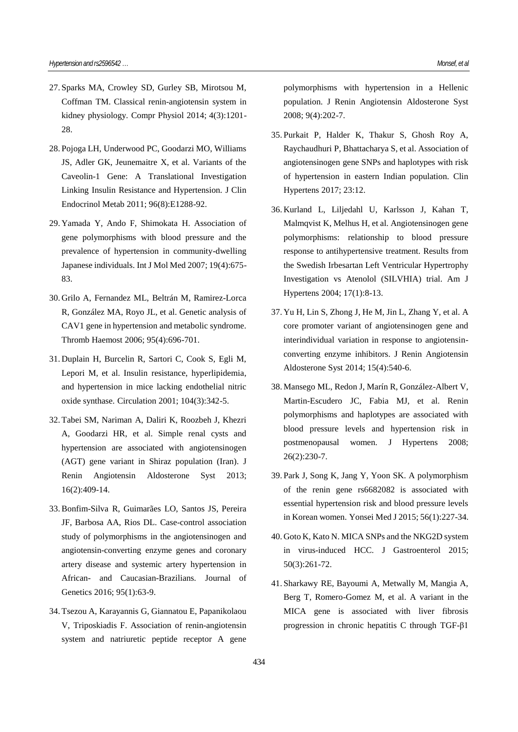27. Sparks MA, Crowley SD, Gurley SB, Mirotsou M, Coffman TM. Classical renin-angiotensin system in kidney physiology. Compr Physiol 2014; 4(3):1201-28.

28. Pojoga LH, Underwood PC, Goodarzi MO, Williams JS, Adler GK, Jeunemaitre X, et al. Variants of the Caveolin-1 Gene: A Translational Investigation Linking Insulin Resistance and Hypertension. J Clin Endocrinol Metab 2011; 96(8):E1288-92.

29. Yamada Y, Ando F, Shimokata H. Association of gene polymorphisms with blood pressure and the prevalence of hypertension in community-dwelling Japanese individuals. Int J Mol Med 2007; 19(4):675-83.

30. Grilo A, Fernandez ML, Beltrán M, Ramirez-Lorca R, González MA, Royo JL, et al. Genetic analysis of CAV1 gene in hypertension and metabolic syndrome. Thromb Haemost 2006; 95(4):696-701.

31. Duplain H, Burcelin R, Sartori C, Cook S, Egli M, Lepori M, et al. Insulin resistance, hyperlipidemia, and hypertension in mice lacking endothelial nitric oxide synthase. Circulation 2001; 104(3):342-5.

32. Tabei SM, Nariman A, Daliri K, Roozbeh J, Khezri A, Goodarzi HR, et al. Simple renal cysts and hypertension are associated with angiotensinogen (AGT) gene variant in Shiraz population (Iran). J Renin Angiotensin Aldosterone Syst 2013; 16(2):409-14.

33. Bonfim-Silva R, Guimarães LO, Santos JS, Pereira JF, Barbosa AA, Rios DL. Case-control association study of polymorphisms in the angiotensinogen and angiotensin-converting enzyme genes and coronary artery disease and systemic artery hypertension in African- and Caucasian-Brazilians. Journal of Genetics 2016; 95(1):63-9.

34. Tsezou A, Karayannis G, Giannatou E, Papanikolaou V, Triposkiadis F. Association of renin-angiotensin system and natriuretic peptide receptor A gene polymorphisms with hypertension in a Hellenic population. J Renin Angiotensin Aldosterone Syst 2008; 9(4):202-7.

35. Purkait P, Halder K, Thakur S, Ghosh Roy A, Raychaudhuri P, Bhattacharya S, et al. Association of angiotensinogen gene SNPs and haplotypes with risk of hypertension in eastern Indian population. Clin Hypertens 2017; 23:12.

36. Kurland L, Liljedahl U, Karlsson J, Kahan T, Malmqvist K, Melhus H, et al. Angiotensinogen gene polymorphisms: relationship to blood pressure response to antihypertensive treatment. Results from the Swedish Irbesartan Left Ventricular Hypertrophy Investigation vs Atenolol (SILVHIA) trial. Am J Hypertens 2004; 17(1):8-13.

37. Yu H, Lin S, Zhong J, He M, Jin L, Zhang Y, et al. A core promoter variant of angiotensinogen gene and interindividual variation in response to angiotensin-converting enzyme inhibitors. J Renin Angiotensin Aldosterone Syst 2014; 15(4):540-6.

38. Mansego ML, Redon J, Marín R, González-Albert V, Martin-Escudero JC, Fabia MJ, et al. Renin polymorphisms and haplotypes are associated with blood pressure levels and hypertension risk in postmenopausal women. J Hypertens 2008; 26(2):230-7.

39. Park J, Song K, Jang Y, Yoon SK. A polymorphism of the renin gene rs6682082 is associated with essential hypertension risk and blood pressure levels in Korean women. Yonsei Med J 2015; 56(1):227-34.

40. Goto K, Kato N. MICA SNPs and the NKG2D system in virus-induced HCC. J Gastroenterol 2015; 50(3):261-72.

41. Sharkawy RE, Bayoumi A, Metwally M, Mangia A, Berg T, Romero-Gomez M, et al. A variant in the MICA gene is associated with liver fibrosis progression in chronic hepatitis C through TGF-β1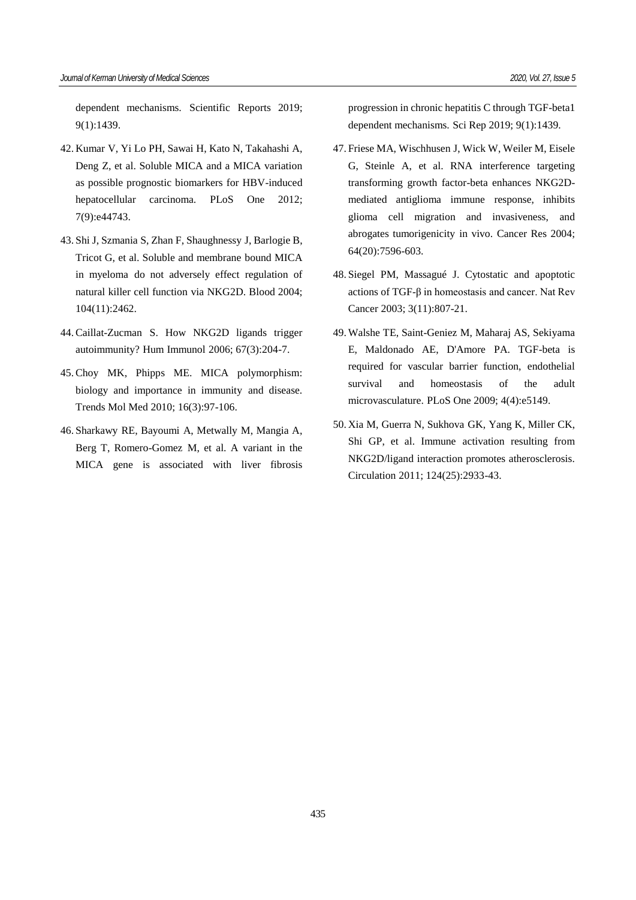dependent mechanisms. Scientific Reports 2019; 9(1):1439.

42. Kumar V, Yi Lo PH, Sawai H, Kato N, Takahashi A, Deng Z, et al. Soluble MICA and a MICA variation as possible prognostic biomarkers for HBV-induced hepatocellular carcinoma. PLoS One 2012; 7(9):e44743.

43. Shi J, Szmania S, Zhan F, Shaughnessy J, Barlogie B, Tricot G, et al. Soluble and membrane bound MICA in myeloma do not adversely effect regulation of natural killer cell function via NKG2D. Blood 2004; 104(11):2462.

44. Caillat-Zucman S. How NKG2D ligands trigger autoimmunity? Hum Immunol 2006; 67(3):204-7.

45. Choy MK, Phipps ME. MICA polymorphism: biology and importance in immunity and disease. Trends Mol Med 2010; 16(3):97-106.

46. Sharkawy RE, Bayoumi A, Metwally M, Mangia A, Berg T, Romero-Gomez M, et al. A variant in the MICA gene is associated with liver fibrosis progression in chronic hepatitis C through TGF-beta1 dependent mechanisms. Sci Rep 2019; 9(1):1439.

47. Friese MA, Wischhusen J, Wick W, Weiler M, Eisele G, Steinle A, et al. RNA interference targeting transforming growth factor-beta enhances NKG2D-mediated antiglioma immune response, inhibits glioma cell migration and invasiveness, and abrogates tumorigenicity in vivo. Cancer Res 2004; 64(20):7596-603.

48. Siegel PM, Massagué J. Cytostatic and apoptotic actions of TGF-β in homeostasis and cancer. Nat Rev Cancer 2003; 3(11):807-21.

49. Walshe TE, Saint-Geniez M, Maharaj AS, Sekiyama E, Maldonado AE, D'Amore PA. TGF-beta is required for vascular barrier function, endothelial survival and homeostasis of the adult microvasculature. PLoS One 2009; 4(4):e5149.

50. Xia M, Guerra N, Sukhova GK, Yang K, Miller CK, Shi GP, et al. Immune activation resulting from NKG2D/ligand interaction promotes atherosclerosis. Circulation 2011; 124(25):2933-43.